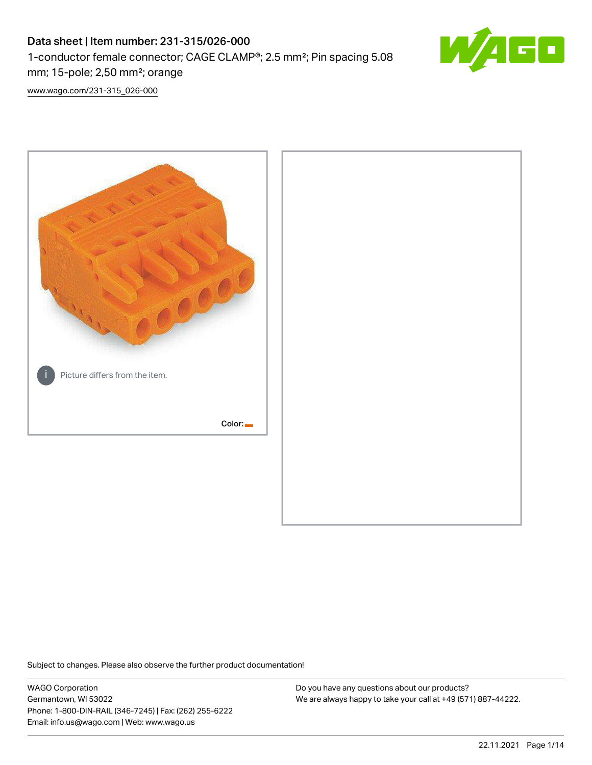# Data sheet | Item number: 231-315/026-000

1-conductor female connector; CAGE CLAMP®; 2.5 mm²; Pin spacing 5.08 mm; 15-pole; 2,50 mm²; orange

www.wago.com/231-315_026-000

Picture differs from the item.

Color:

Subject to changes. Please also observe the further product documentation!

WAGO Corporation
Germantown, WI 53022
Phone: 1-800-DIN-RAIL (346-7245) | Fax: (262) 255-6222
Email: info.us@wago.com | Web: www.wago.us

Do you have any questions about our products?
We are always happy to take your call at +49 (571) 887-44222.

22.11.2021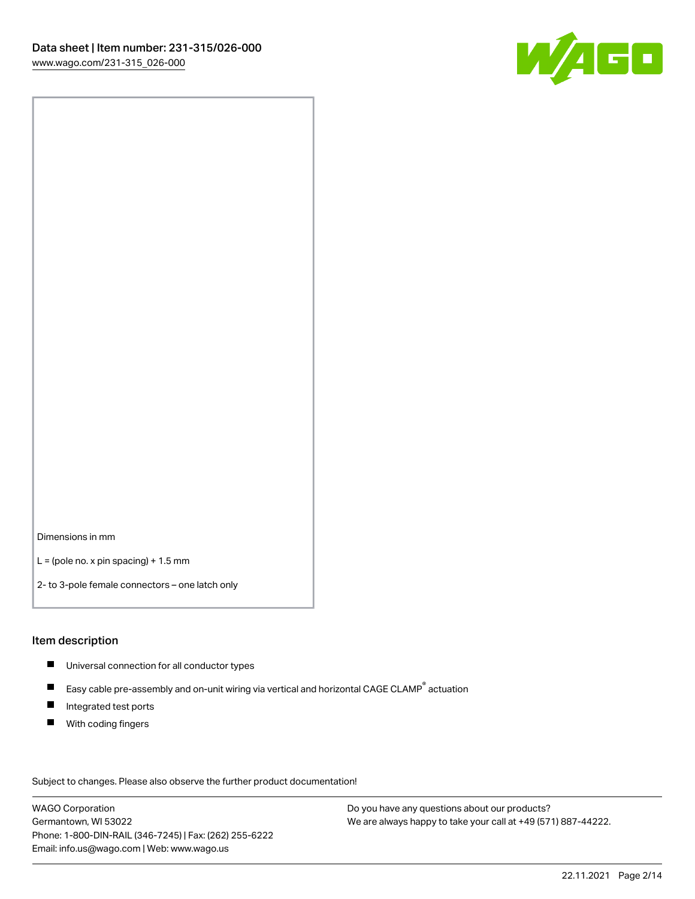Dimensions in mm

L = (pole no. x pin spacing) + 1.5 mm

2- to 3-pole female connectors – one latch only

## Item description

- Universal connection for all conductor types
- Easy cable pre-assembly and on-unit wiring via vertical and horizontal CAGE CLAMP® actuation
- Integrated test ports
- With coding fingers

Subject to changes. Please also observe the further product documentation!

WAGO Corporation
Germantown, WI 53022
Phone: 1-800-DIN-RAIL (346-7245) | Fax: (262) 255-6222
Email: info.us@wago.com | Web: www.wago.us

Do you have any questions about our products?
We are always happy to take your call at +49 (571) 887-44222.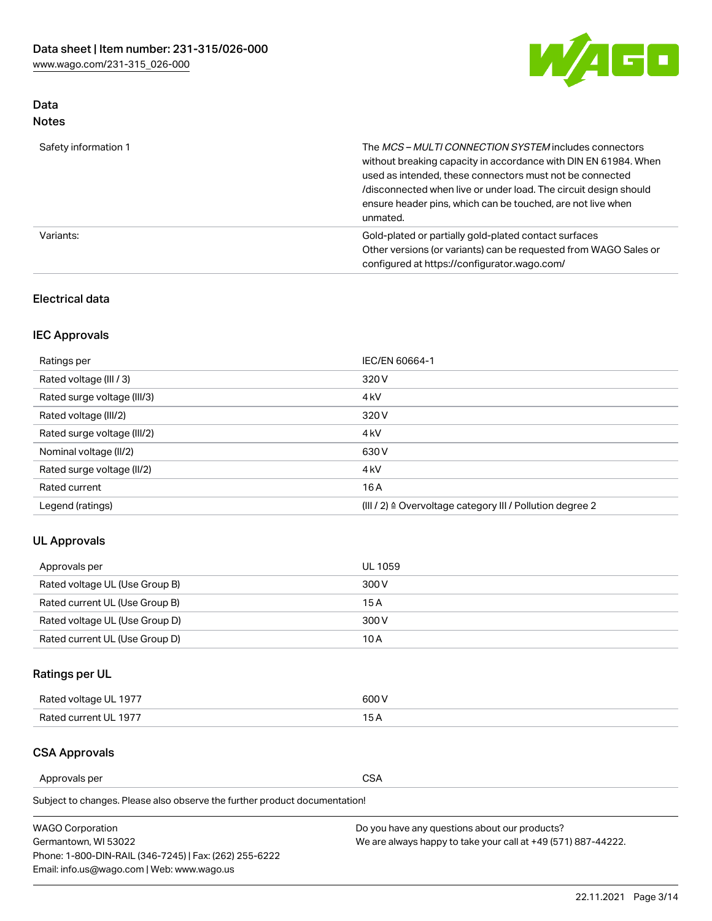## Data
### Notes

| | |
|---|---|
| Safety information 1 | The *MCS – MULTI CONNECTION SYSTEM* includes connectors without breaking capacity in accordance with DIN EN 61984. When used as intended, these connectors must not be connected /disconnected when live or under load. The circuit design should ensure header pins, which can be touched, are not live when unmated. |
| Variants: | Gold-plated or partially gold-plated contact surfaces<br>Other versions (or variants) can be requested from WAGO Sales or configured at https://configurator.wago.com/ |

## Electrical data

### IEC Approvals

| | |
|---|---|
| Ratings per | IEC/EN 60664-1 |
| Rated voltage (III / 3) | 320 V |
| Rated surge voltage (III/3) | 4 kV |
| Rated voltage (III/2) | 320 V |
| Rated surge voltage (III/2) | 4 kV |
| Nominal voltage (II/2) | 630 V |
| Rated surge voltage (II/2) | 4 kV |
| Rated current | 16 A |
| Legend (ratings) | (III / 2) ≙ Overvoltage category III / Pollution degree 2 |

### UL Approvals

| | |
|---|---|
| Approvals per | UL 1059 |
| Rated voltage UL (Use Group B) | 300 V |
| Rated current UL (Use Group B) | 15 A |
| Rated voltage UL (Use Group D) | 300 V |
| Rated current UL (Use Group D) | 10 A |

### Ratings per UL

| | |
|---|---|
| Rated voltage UL 1977 | 600 V |
| Rated current UL 1977 | 15 A |

### CSA Approvals

| | |
|---|---|
| Approvals per | CSA |

Subject to changes. Please also observe the further product documentation!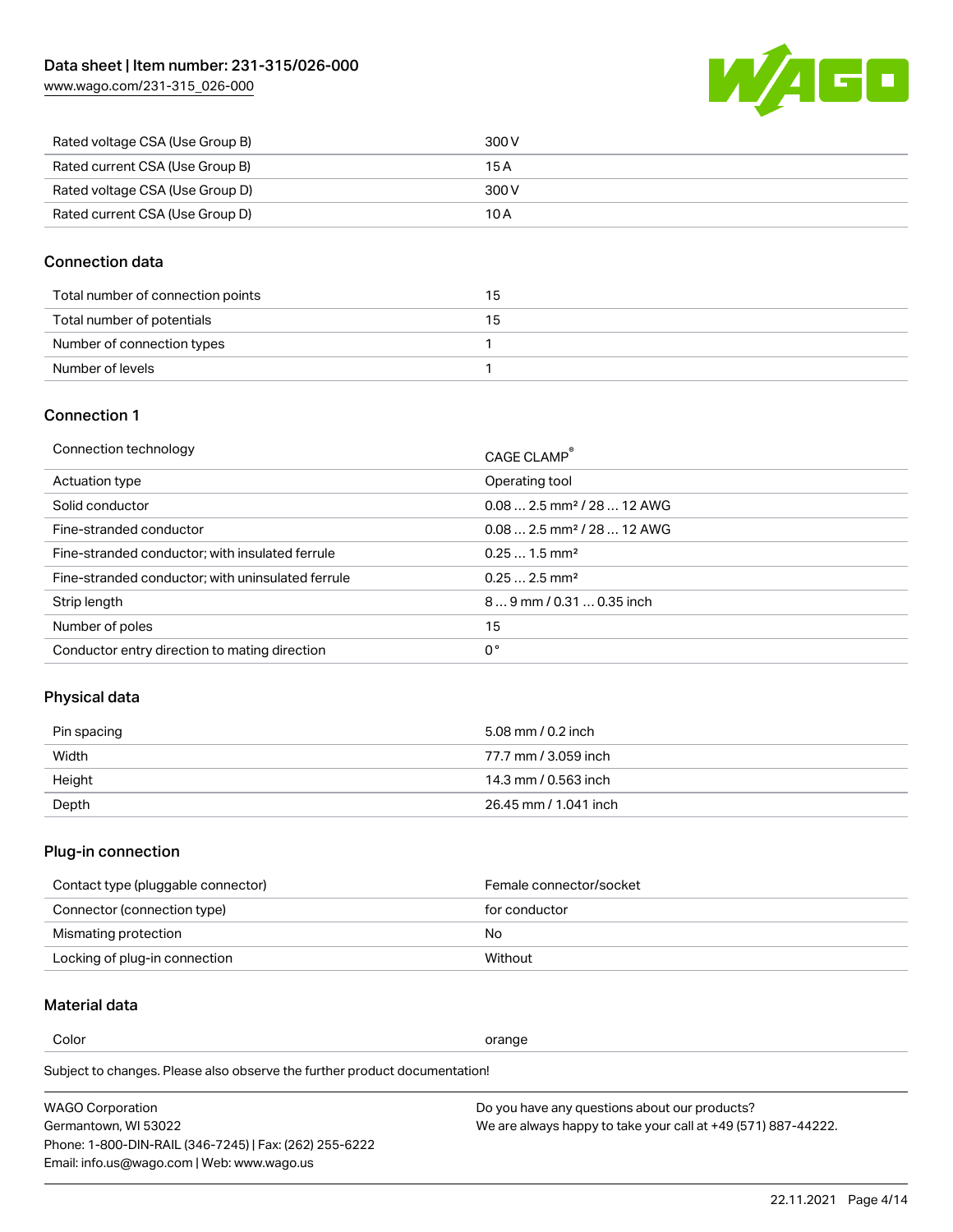| Rated voltage CSA (Use Group B) | 300 V |
| --- | --- |
| Rated current CSA (Use Group B) | 15 A |
| Rated voltage CSA (Use Group D) | 300 V |
| Rated current CSA (Use Group D) | 10 A |

## Connection data

| Total number of connection points | 15 |
| --- | --- |
| Total number of potentials | 15 |
| Number of connection types | 1 |
| Number of levels | 1 |

## Connection 1

| Connection technology | CAGE CLAMP® |
| --- | --- |
| Actuation type | Operating tool |
| Solid conductor | 0.08 … 2.5 mm² / 28 … 12 AWG |
| Fine-stranded conductor | 0.08 … 2.5 mm² / 28 … 12 AWG |
| Fine-stranded conductor; with insulated ferrule | 0.25 … 1.5 mm² |
| Fine-stranded conductor; with uninsulated ferrule | 0.25 … 2.5 mm² |
| Strip length | 8 … 9 mm / 0.31 … 0.35 inch |
| Number of poles | 15 |
| Conductor entry direction to mating direction | 0 ° |

## Physical data

| Pin spacing | 5.08 mm / 0.2 inch |
| --- | --- |
| Width | 77.7 mm / 3.059 inch |
| Height | 14.3 mm / 0.563 inch |
| Depth | 26.45 mm / 1.041 inch |

## Plug-in connection

| Contact type (pluggable connector) | Female connector/socket |
| --- | --- |
| Connector (connection type) | for conductor |
| Mismatching protection | No |
| Locking of plug-in connection | Without |

## Material data

| Color | orange |
| --- | --- |

Subject to changes. Please also observe the further product documentation!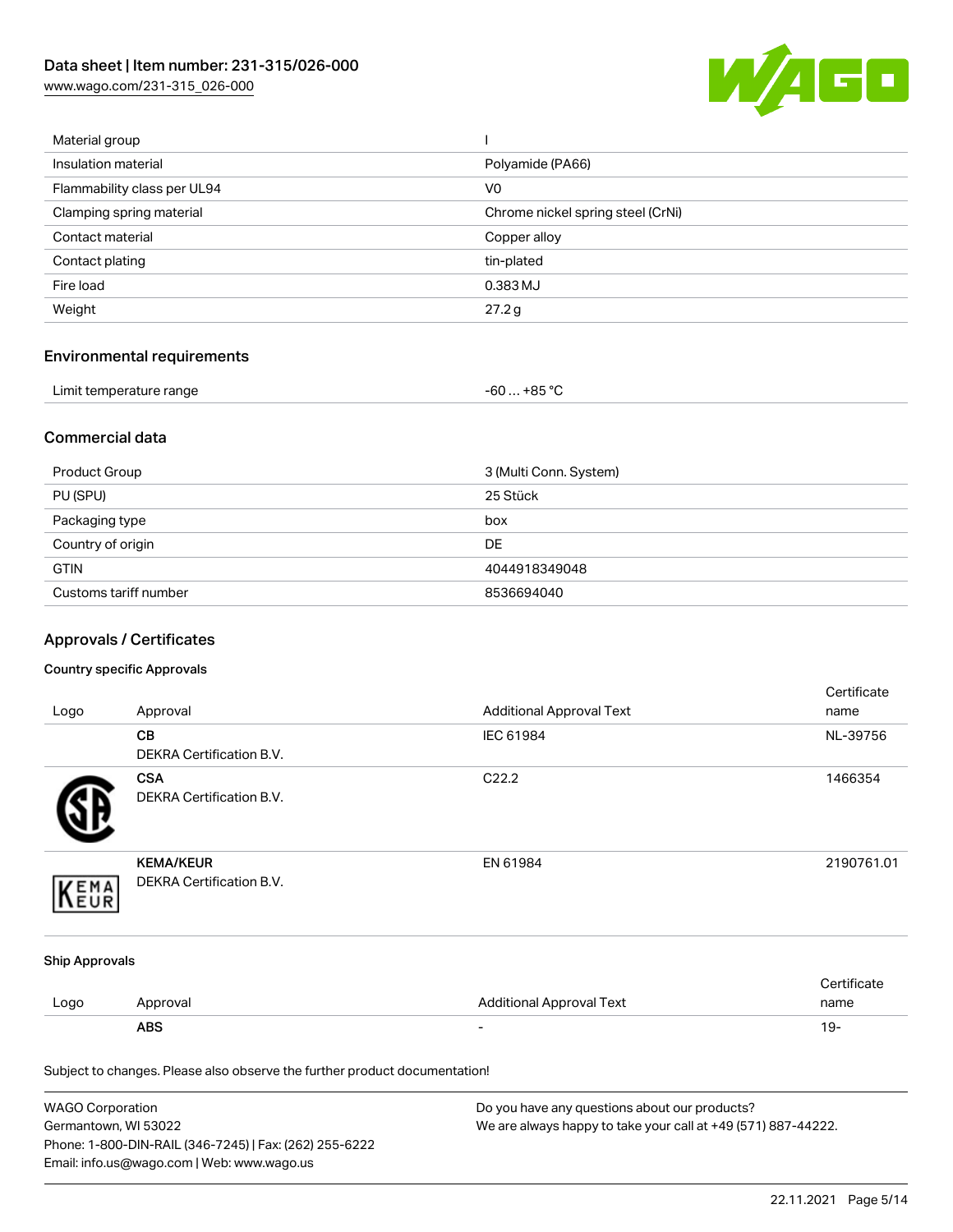| | |
|---|---|
| Material group | I |
| Insulation material | Polyamide (PA66) |
| Flammability class per UL94 | V0 |
| Clamping spring material | Chrome nickel spring steel (CrNi) |
| Contact material | Copper alloy |
| Contact plating | tin-plated |
| Fire load | 0.383 MJ |
| Weight | 27.2 g |

## Environmental requirements

| | |
|---|---|
| Limit temperature range | -60 … +85 °C |

## Commercial data

| | |
|---|---|
| Product Group | 3 (Multi Conn. System) |
| PU (SPU) | 25 Stück |
| Packaging type | box |
| Country of origin | DE |
| GTIN | 4044918349048 |
| Customs tariff number | 8536694040 |

## Approvals / Certificates

### Country specific Approvals

| Logo | Approval | Additional Approval Text | Certificate name |
|---|---|---|---|
| | **CB** DEKRA Certification B.V. | IEC 61984 | NL-39756 |
| | **CSA** DEKRA Certification B.V. | C22.2 | 1466354 |
| | **KEMA/KEUR** DEKRA Certification B.V. | EN 61984 | 2190761.01 |

### Ship Approvals

| Logo | Approval | Additional Approval Text | Certificate name |
|---|---|---|---|
| | **ABS** | - | 19- |

Subject to changes. Please also observe the further product documentation!

WAGO Corporation
Germantown, WI 53022
Phone: 1-800-DIN-RAIL (346-7245) | Fax: (262) 255-6222
Email: info.us@wago.com | Web: www.wago.us

Do you have any questions about our products?
We are always happy to take your call at +49 (571) 887-44222.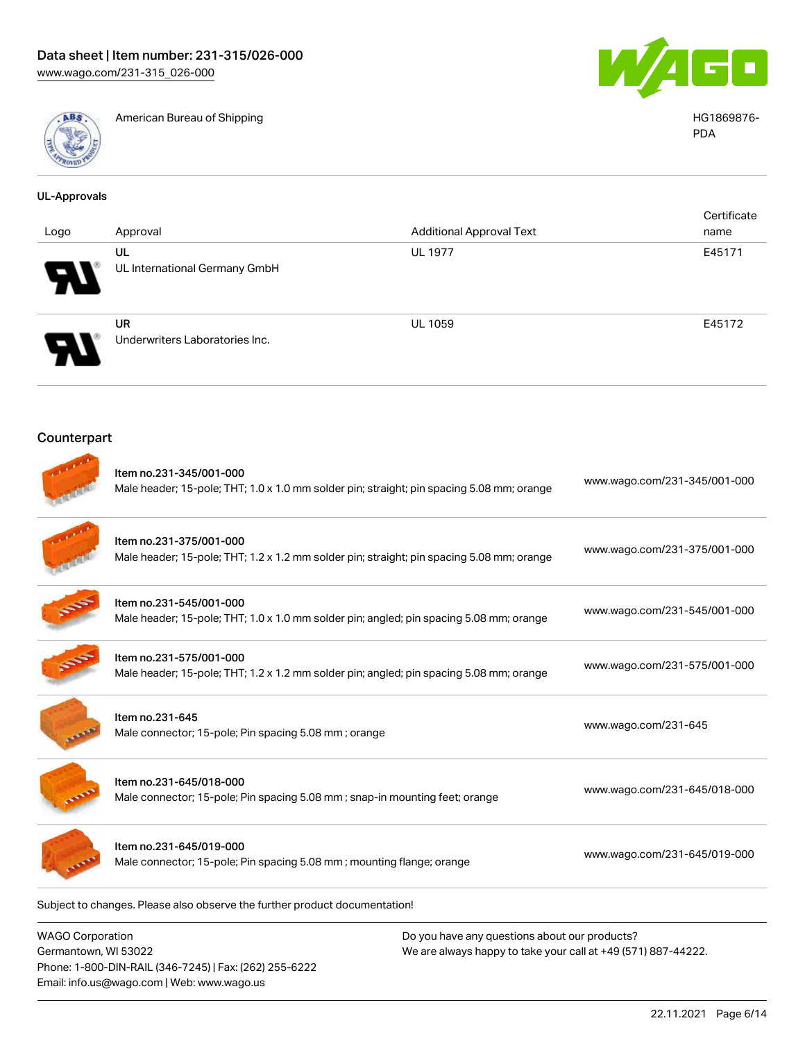| | | |
|---|---|---|
| | American Bureau of Shipping | HG1869876-PDA |

### UL-Approvals

| Logo | Approval | Additional Approval Text | Certificate name |
|---|---|---|---|
| | UL<br>UL International Germany GmbH | UL 1977 | E45171 |
| | UR<br>Underwriters Laboratories Inc. | UL 1059 | E45172 |

## Counterpart

| | | |
|---|---|---|
| | Item no.231-345/001-000<br>Male header; 15-pole; THT; 1.0 x 1.0 mm solder pin; straight; pin spacing 5.08 mm; orange | www.wago.com/231-345/001-000 |
| | Item no.231-375/001-000<br>Male header; 15-pole; THT; 1.2 x 1.2 mm solder pin; straight; pin spacing 5.08 mm; orange | www.wago.com/231-375/001-000 |
| | Item no.231-545/001-000<br>Male header; 15-pole; THT; 1.0 x 1.0 mm solder pin; angled; pin spacing 5.08 mm; orange | www.wago.com/231-545/001-000 |
| | Item no.231-575/001-000<br>Male header; 15-pole; THT; 1.2 x 1.2 mm solder pin; angled; pin spacing 5.08 mm; orange | www.wago.com/231-575/001-000 |
| | Item no.231-645<br>Male connector; 15-pole; Pin spacing 5.08 mm ; orange | www.wago.com/231-645 |
| | Item no.231-645/018-000<br>Male connector; 15-pole; Pin spacing 5.08 mm ; snap-in mounting feet; orange | www.wago.com/231-645/018-000 |
| | Item no.231-645/019-000<br>Male connector; 15-pole; Pin spacing 5.08 mm ; mounting flange; orange | www.wago.com/231-645/019-000 |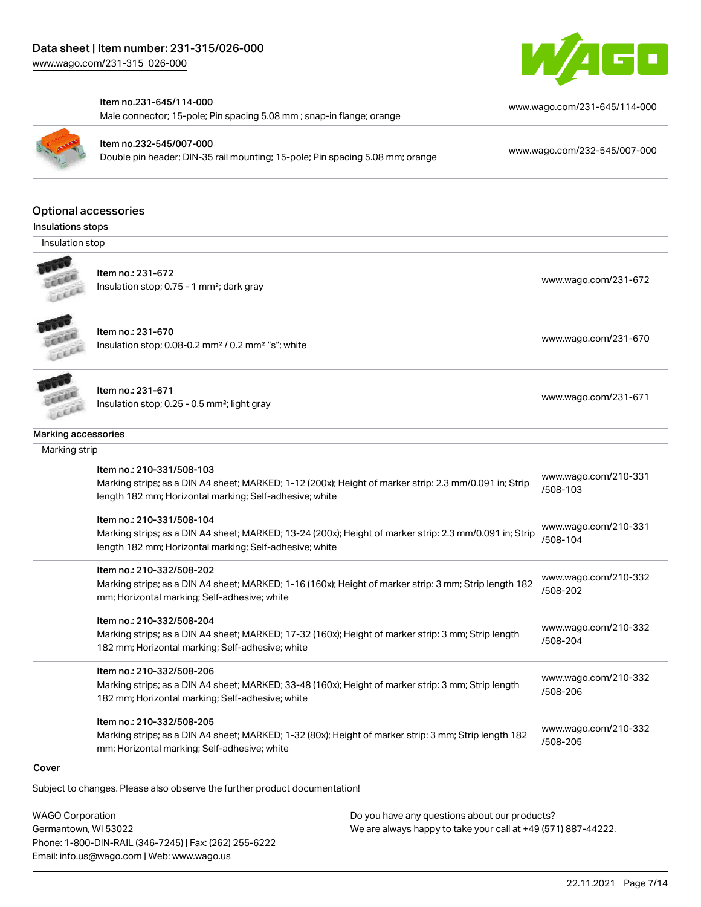Item no.231-645/114-000
Male connector; 15-pole; Pin spacing 5.08 mm ; snap-in flange; orange
www.wago.com/231-645/114-000

Item no.232-545/007-000
Double pin header; DIN-35 rail mounting; 15-pole; Pin spacing 5.08 mm; orange
www.wago.com/232-545/007-000

## Optional accessories

### Insulations stops

Insulation stop

| Item | Link |
|---|---|
| Item no.: 231-672<br>Insulation stop; 0.75 - 1 mm²; dark gray | www.wago.com/231-672 |
| Item no.: 231-670<br>Insulation stop; 0.08-0.2 mm² / 0.2 mm² "s"; white | www.wago.com/231-670 |
| Item no.: 231-671<br>Insulation stop; 0.25 - 0.5 mm²; light gray | www.wago.com/231-671 |

### Marking accessories

Marking strip

| Item | Link |
|---|---|
| Item no.: 210-331/508-103<br>Marking strips; as a DIN A4 sheet; MARKED; 1-12 (200x); Height of marker strip: 2.3 mm/0.091 in; Strip length 182 mm; Horizontal marking; Self-adhesive; white | www.wago.com/210-331/508-103 |
| Item no.: 210-331/508-104<br>Marking strips; as a DIN A4 sheet; MARKED; 13-24 (200x); Height of marker strip: 2.3 mm/0.091 in; Strip length 182 mm; Horizontal marking; Self-adhesive; white | www.wago.com/210-331/508-104 |
| Item no.: 210-332/508-202<br>Marking strips; as a DIN A4 sheet; MARKED; 1-16 (160x); Height of marker strip: 3 mm; Strip length 182 mm; Horizontal marking; Self-adhesive; white | www.wago.com/210-332/508-202 |
| Item no.: 210-332/508-204<br>Marking strips; as a DIN A4 sheet; MARKED; 17-32 (160x); Height of marker strip: 3 mm; Strip length 182 mm; Horizontal marking; Self-adhesive; white | www.wago.com/210-332/508-204 |
| Item no.: 210-332/508-206<br>Marking strips; as a DIN A4 sheet; MARKED; 33-48 (160x); Height of marker strip: 3 mm; Strip length 182 mm; Horizontal marking; Self-adhesive; white | www.wago.com/210-332/508-206 |
| Item no.: 210-332/508-205<br>Marking strips; as a DIN A4 sheet; MARKED; 1-32 (80x); Height of marker strip: 3 mm; Strip length 182 mm; Horizontal marking; Self-adhesive; white | www.wago.com/210-332/508-205 |

### Cover

Subject to changes. Please also observe the further product documentation!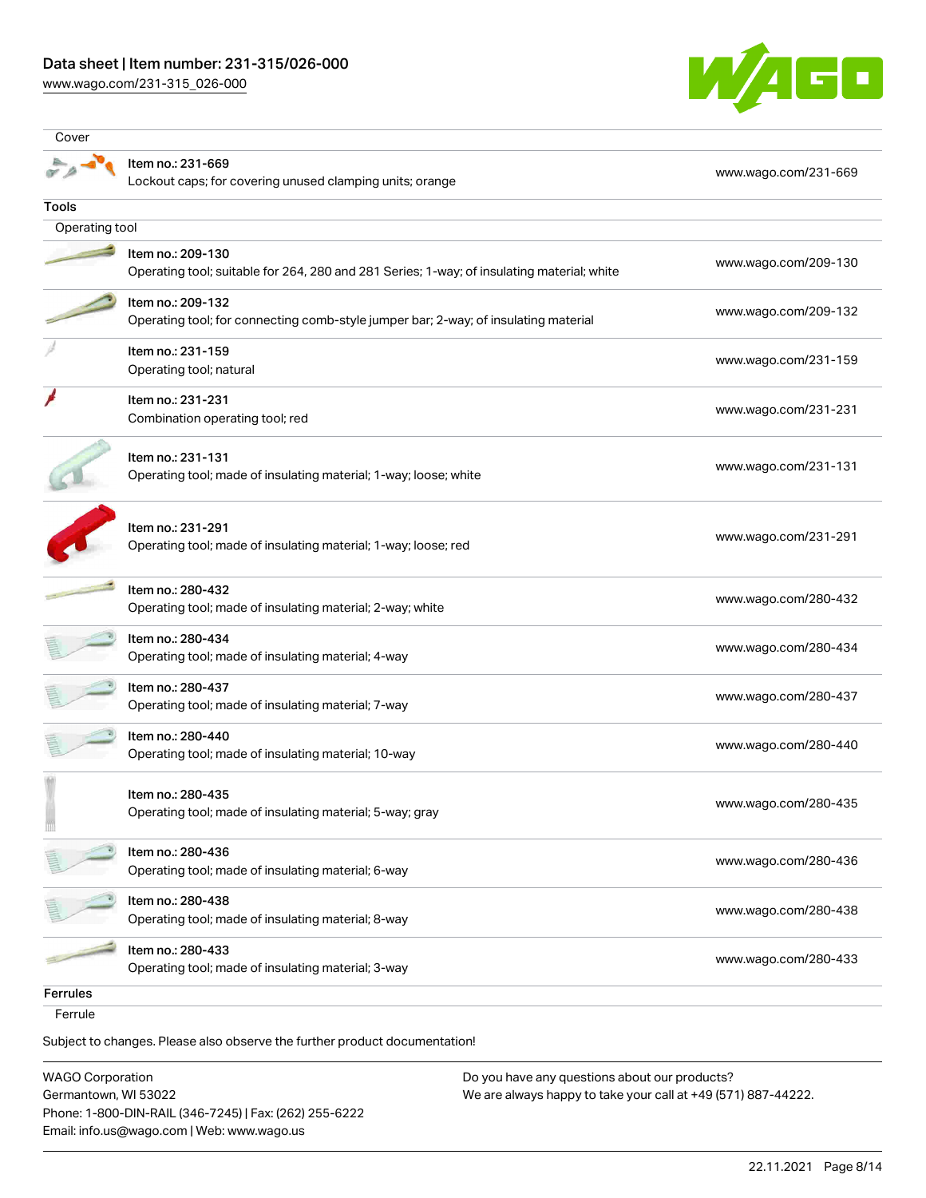| Cover | |
|---|---|
| Item no.: 231-669<br>Lockout caps; for covering unused clamping units; orange | www.wago.com/231-669 |

**Tools**

| Operating tool | |
|---|---|
| Item no.: 209-130<br>Operating tool; suitable for 264, 280 and 281 Series; 1-way; of insulating material; white | www.wago.com/209-130 |
| Item no.: 209-132<br>Operating tool; for connecting comb-style jumper bar; 2-way; of insulating material | www.wago.com/209-132 |
| Item no.: 231-159<br>Operating tool; natural | www.wago.com/231-159 |
| Item no.: 231-231<br>Combination operating tool; red | www.wago.com/231-231 |
| Item no.: 231-131<br>Operating tool; made of insulating material; 1-way; loose; white | www.wago.com/231-131 |
| Item no.: 231-291<br>Operating tool; made of insulating material; 1-way; loose; red | www.wago.com/231-291 |
| Item no.: 280-432<br>Operating tool; made of insulating material; 2-way; white | www.wago.com/280-432 |
| Item no.: 280-434<br>Operating tool; made of insulating material; 4-way | www.wago.com/280-434 |
| Item no.: 280-437<br>Operating tool; made of insulating material; 7-way | www.wago.com/280-437 |
| Item no.: 280-440<br>Operating tool; made of insulating material; 10-way | www.wago.com/280-440 |
| Item no.: 280-435<br>Operating tool; made of insulating material; 5-way; gray | www.wago.com/280-435 |
| Item no.: 280-436<br>Operating tool; made of insulating material; 6-way | www.wago.com/280-436 |
| Item no.: 280-438<br>Operating tool; made of insulating material; 8-way | www.wago.com/280-438 |
| Item no.: 280-433<br>Operating tool; made of insulating material; 3-way | www.wago.com/280-433 |

**Ferrules**

Ferrule

Subject to changes. Please also observe the further product documentation!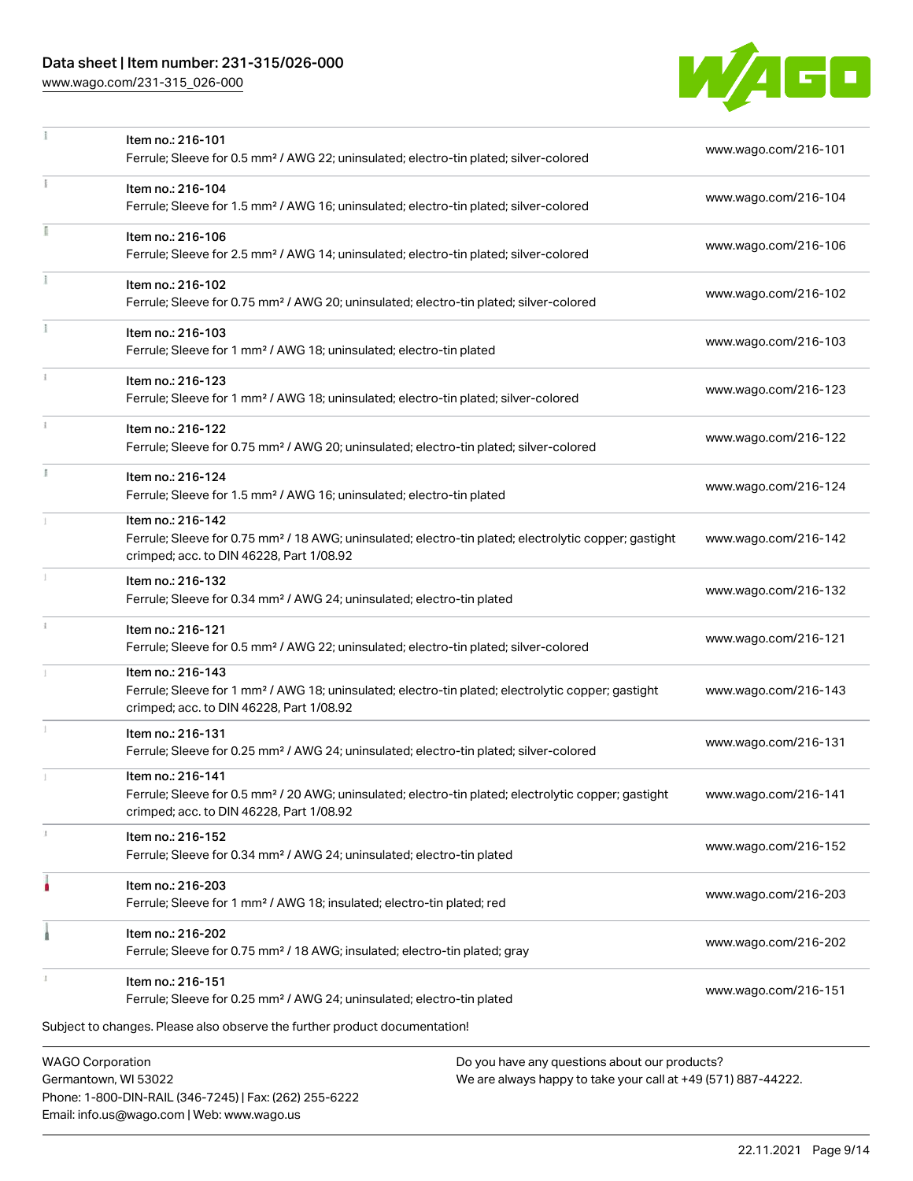| | | |
|---|---|---|
| | Item no.: 216-101<br>Ferrule; Sleeve for 0.5 mm² / AWG 22; uninsulated; electro-tin plated; silver-colored | www.wago.com/216-101 |
| | Item no.: 216-104<br>Ferrule; Sleeve for 1.5 mm² / AWG 16; uninsulated; electro-tin plated; silver-colored | www.wago.com/216-104 |
| | Item no.: 216-106<br>Ferrule; Sleeve for 2.5 mm² / AWG 14; uninsulated; electro-tin plated; silver-colored | www.wago.com/216-106 |
| | Item no.: 216-102<br>Ferrule; Sleeve for 0.75 mm² / AWG 20; uninsulated; electro-tin plated; silver-colored | www.wago.com/216-102 |
| | Item no.: 216-103<br>Ferrule; Sleeve for 1 mm² / AWG 18; uninsulated; electro-tin plated | www.wago.com/216-103 |
| | Item no.: 216-123<br>Ferrule; Sleeve for 1 mm² / AWG 18; uninsulated; electro-tin plated; silver-colored | www.wago.com/216-123 |
| | Item no.: 216-122<br>Ferrule; Sleeve for 0.75 mm² / AWG 20; uninsulated; electro-tin plated; silver-colored | www.wago.com/216-122 |
| | Item no.: 216-124<br>Ferrule; Sleeve for 1.5 mm² / AWG 16; uninsulated; electro-tin plated | www.wago.com/216-124 |
| | Item no.: 216-142<br>Ferrule; Sleeve for 0.75 mm² / 18 AWG; uninsulated; electro-tin plated; electrolytic copper; gastight crimped; acc. to DIN 46228, Part 1/08.92 | www.wago.com/216-142 |
| | Item no.: 216-132<br>Ferrule; Sleeve for 0.34 mm² / AWG 24; uninsulated; electro-tin plated | www.wago.com/216-132 |
| | Item no.: 216-121<br>Ferrule; Sleeve for 0.5 mm² / AWG 22; uninsulated; electro-tin plated; silver-colored | www.wago.com/216-121 |
| | Item no.: 216-143<br>Ferrule; Sleeve for 1 mm² / AWG 18; uninsulated; electro-tin plated; electrolytic copper; gastight crimped; acc. to DIN 46228, Part 1/08.92 | www.wago.com/216-143 |
| | Item no.: 216-131<br>Ferrule; Sleeve for 0.25 mm² / AWG 24; uninsulated; electro-tin plated; silver-colored | www.wago.com/216-131 |
| | Item no.: 216-141<br>Ferrule; Sleeve for 0.5 mm² / 20 AWG; uninsulated; electro-tin plated; electrolytic copper; gastight crimped; acc. to DIN 46228, Part 1/08.92 | www.wago.com/216-141 |
| | Item no.: 216-152<br>Ferrule; Sleeve for 0.34 mm² / AWG 24; uninsulated; electro-tin plated | www.wago.com/216-152 |
| | Item no.: 216-203<br>Ferrule; Sleeve for 1 mm² / AWG 18; insulated; electro-tin plated; red | www.wago.com/216-203 |
| | Item no.: 216-202<br>Ferrule; Sleeve for 0.75 mm² / 18 AWG; insulated; electro-tin plated; gray | www.wago.com/216-202 |
| | Item no.: 216-151<br>Ferrule; Sleeve for 0.25 mm² / AWG 24; uninsulated; electro-tin plated | www.wago.com/216-151 |

Subject to changes. Please also observe the further product documentation!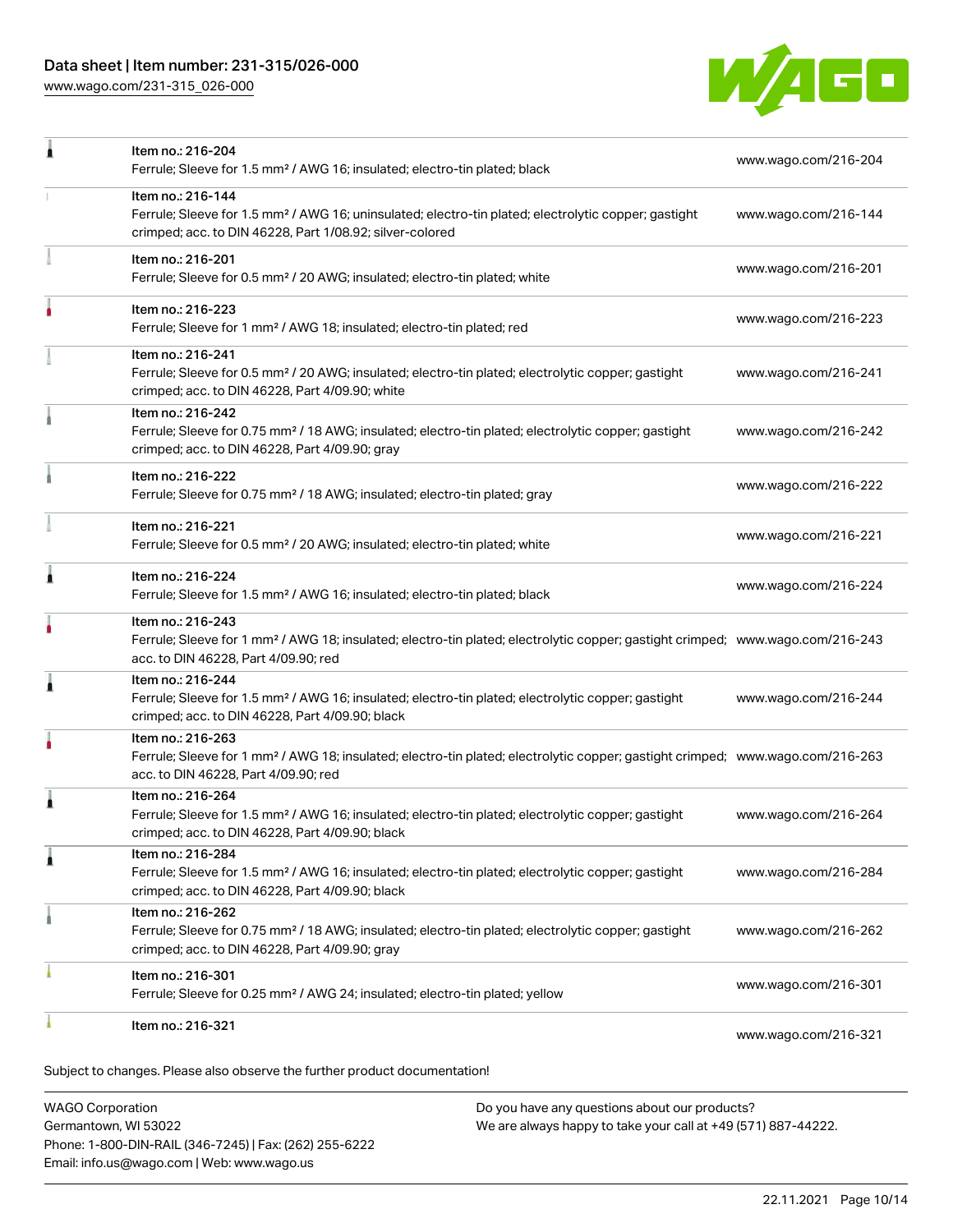| Item | Description | Link |
|---|---|---|
| | Item no.: 216-204<br>Ferrule; Sleeve for 1.5 mm² / AWG 16; insulated; electro-tin plated; black | www.wago.com/216-204 |
| | Item no.: 216-144<br>Ferrule; Sleeve for 1.5 mm² / AWG 16; uninsulated; electro-tin plated; electrolytic copper; gastight crimped; acc. to DIN 46228, Part 1/08.92; silver-colored | www.wago.com/216-144 |
| | Item no.: 216-201<br>Ferrule; Sleeve for 0.5 mm² / 20 AWG; insulated; electro-tin plated; white | www.wago.com/216-201 |
| | Item no.: 216-223<br>Ferrule; Sleeve for 1 mm² / AWG 18; insulated; electro-tin plated; red | www.wago.com/216-223 |
| | Item no.: 216-241<br>Ferrule; Sleeve for 0.5 mm² / 20 AWG; insulated; electro-tin plated; electrolytic copper; gastight crimped; acc. to DIN 46228, Part 4/09.90; white | www.wago.com/216-241 |
| | Item no.: 216-242<br>Ferrule; Sleeve for 0.75 mm² / 18 AWG; insulated; electro-tin plated; electrolytic copper; gastight crimped; acc. to DIN 46228, Part 4/09.90; gray | www.wago.com/216-242 |
| | Item no.: 216-222<br>Ferrule; Sleeve for 0.75 mm² / 18 AWG; insulated; electro-tin plated; gray | www.wago.com/216-222 |
| | Item no.: 216-221<br>Ferrule; Sleeve for 0.5 mm² / 20 AWG; insulated; electro-tin plated; white | www.wago.com/216-221 |
| | Item no.: 216-224<br>Ferrule; Sleeve for 1.5 mm² / AWG 16; insulated; electro-tin plated; black | www.wago.com/216-224 |
| | Item no.: 216-243<br>Ferrule; Sleeve for 1 mm² / AWG 18; insulated; electro-tin plated; electrolytic copper; gastight crimped; acc. to DIN 46228, Part 4/09.90; red | www.wago.com/216-243 |
| | Item no.: 216-244<br>Ferrule; Sleeve for 1.5 mm² / AWG 16; insulated; electro-tin plated; electrolytic copper; gastight crimped; acc. to DIN 46228, Part 4/09.90; black | www.wago.com/216-244 |
| | Item no.: 216-263<br>Ferrule; Sleeve for 1 mm² / AWG 18; insulated; electro-tin plated; electrolytic copper; gastight crimped; acc. to DIN 46228, Part 4/09.90; red | www.wago.com/216-263 |
| | Item no.: 216-264<br>Ferrule; Sleeve for 1.5 mm² / AWG 16; insulated; electro-tin plated; electrolytic copper; gastight crimped; acc. to DIN 46228, Part 4/09.90; black | www.wago.com/216-264 |
| | Item no.: 216-284<br>Ferrule; Sleeve for 1.5 mm² / AWG 16; insulated; electro-tin plated; electrolytic copper; gastight crimped; acc. to DIN 46228, Part 4/09.90; black | www.wago.com/216-284 |
| | Item no.: 216-262<br>Ferrule; Sleeve for 0.75 mm² / 18 AWG; insulated; electro-tin plated; electrolytic copper; gastight crimped; acc. to DIN 46228, Part 4/09.90; gray | www.wago.com/216-262 |
| | Item no.: 216-301<br>Ferrule; Sleeve for 0.25 mm² / AWG 24; insulated; electro-tin plated; yellow | www.wago.com/216-301 |
| | Item no.: 216-321 | www.wago.com/216-321 |

Subject to changes. Please also observe the further product documentation!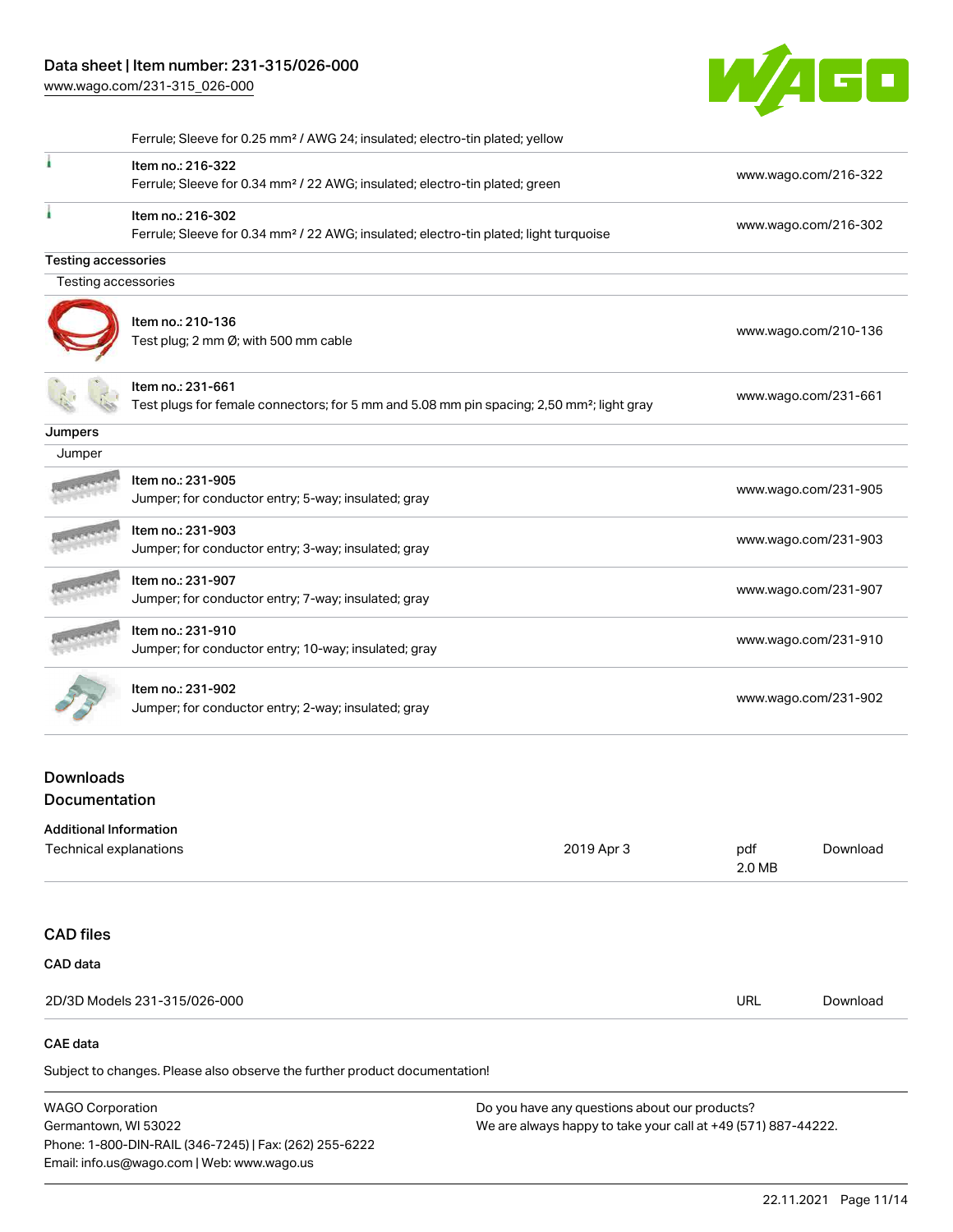Ferrule; Sleeve for 0.25 mm² / AWG 24; insulated; electro-tin plated; yellow

| | Item | Link |
|---|---|---|
| | Item no.: 216-322<br>Ferrule; Sleeve for 0.34 mm² / 22 AWG; insulated; electro-tin plated; green | www.wago.com/216-322 |
| | Item no.: 216-302<br>Ferrule; Sleeve for 0.34 mm² / 22 AWG; insulated; electro-tin plated; light turquoise | www.wago.com/216-302 |

## Testing accessories

### Testing accessories

| | Item | Link |
|---|---|---|
| | Item no.: 210-136<br>Test plug; 2 mm Ø; with 500 mm cable | www.wago.com/210-136 |
| | Item no.: 231-661<br>Test plugs for female connectors; for 5 mm and 5.08 mm pin spacing; 2,50 mm²; light gray | www.wago.com/231-661 |

## Jumpers

### Jumper

| | Item | Link |
|---|---|---|
| | Item no.: 231-905<br>Jumper; for conductor entry; 5-way; insulated; gray | www.wago.com/231-905 |
| | Item no.: 231-903<br>Jumper; for conductor entry; 3-way; insulated; gray | www.wago.com/231-903 |
| | Item no.: 231-907<br>Jumper; for conductor entry; 7-way; insulated; gray | www.wago.com/231-907 |
| | Item no.: 231-910<br>Jumper; for conductor entry; 10-way; insulated; gray | www.wago.com/231-910 |
| | Item no.: 231-902<br>Jumper; for conductor entry; 2-way; insulated; gray | www.wago.com/231-902 |

## Downloads

## Documentation

### Additional Information

| Technical explanations | 2019 Apr 3 | pdf<br>2.0 MB | Download |
|---|---|---|---|

## CAD files

### CAD data

| 2D/3D Models 231-315/026-000 | URL | Download |
|---|---|---|

### CAE data

Subject to changes. Please also observe the further product documentation!

WAGO Corporation
Germantown, WI 53022
Phone: 1-800-DIN-RAIL (346-7245) | Fax: (262) 255-6222
Email: info.us@wago.com | Web: www.wago.us

Do you have any questions about our products?
We are always happy to take your call at +49 (571) 887-44222.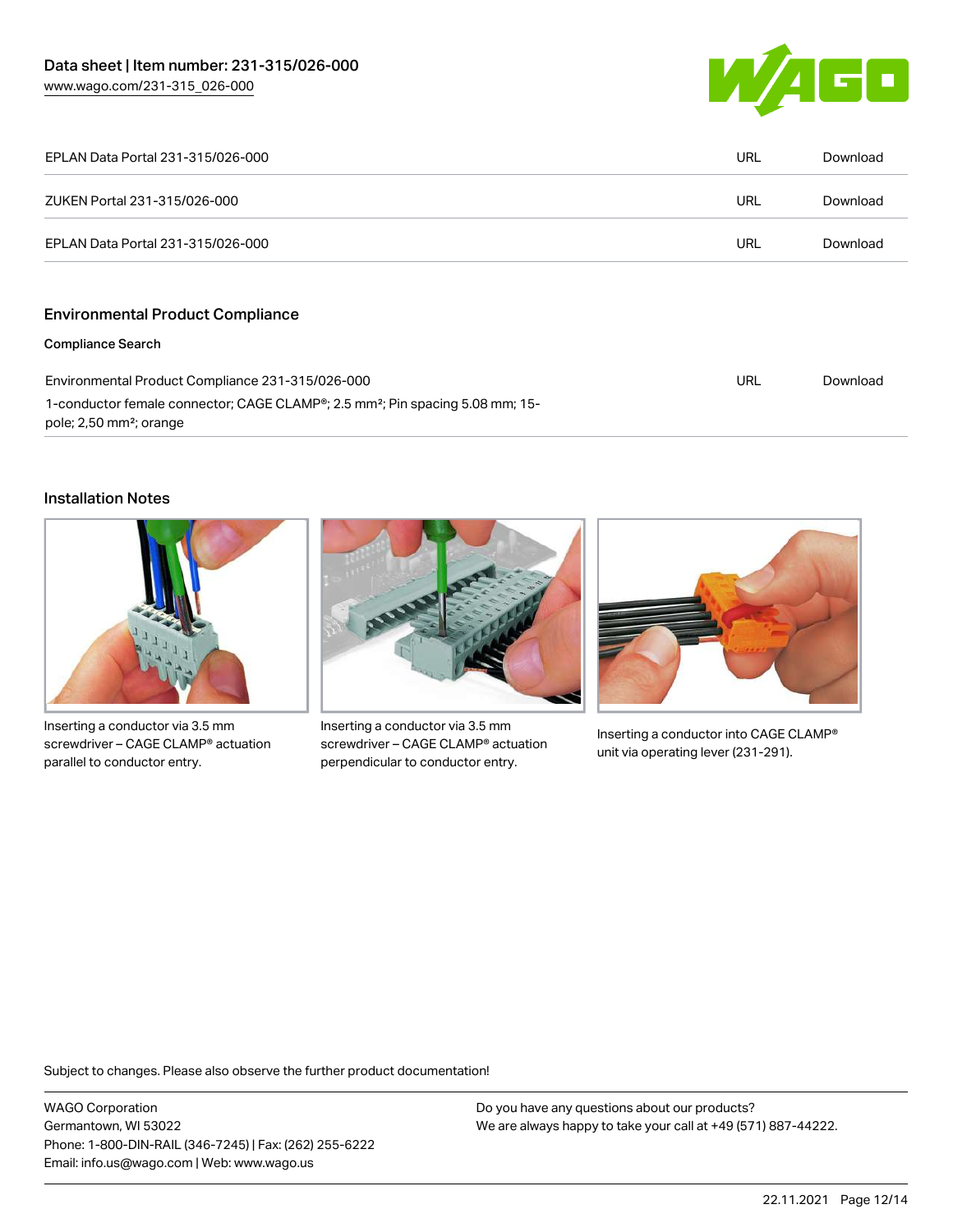| | | |
|---|---|---|
| EPLAN Data Portal 231-315/026-000 | URL | Download |
| ZUKEN Portal 231-315/026-000 | URL | Download |
| EPLAN Data Portal 231-315/026-000 | URL | Download |

## Environmental Product Compliance

### Compliance Search

| | | |
|---|---|---|
| Environmental Product Compliance 231-315/026-000<br>1-conductor female connector; CAGE CLAMP®; 2.5 mm²; Pin spacing 5.08 mm; 15-pole; 2,50 mm²; orange | URL | Download |

## Installation Notes

Inserting a conductor via 3.5 mm screwdriver – CAGE CLAMP® actuation parallel to conductor entry.

Inserting a conductor via 3.5 mm screwdriver – CAGE CLAMP® actuation perpendicular to conductor entry.

Inserting a conductor into CAGE CLAMP® unit via operating lever (231-291).

Subject to changes. Please also observe the further product documentation!

WAGO Corporation
Germantown, WI 53022
Phone: 1-800-DIN-RAIL (346-7245) | Fax: (262) 255-6222
Email: info.us@wago.com | Web: www.wago.us

Do you have any questions about our products?
We are always happy to take your call at +49 (571) 887-44222.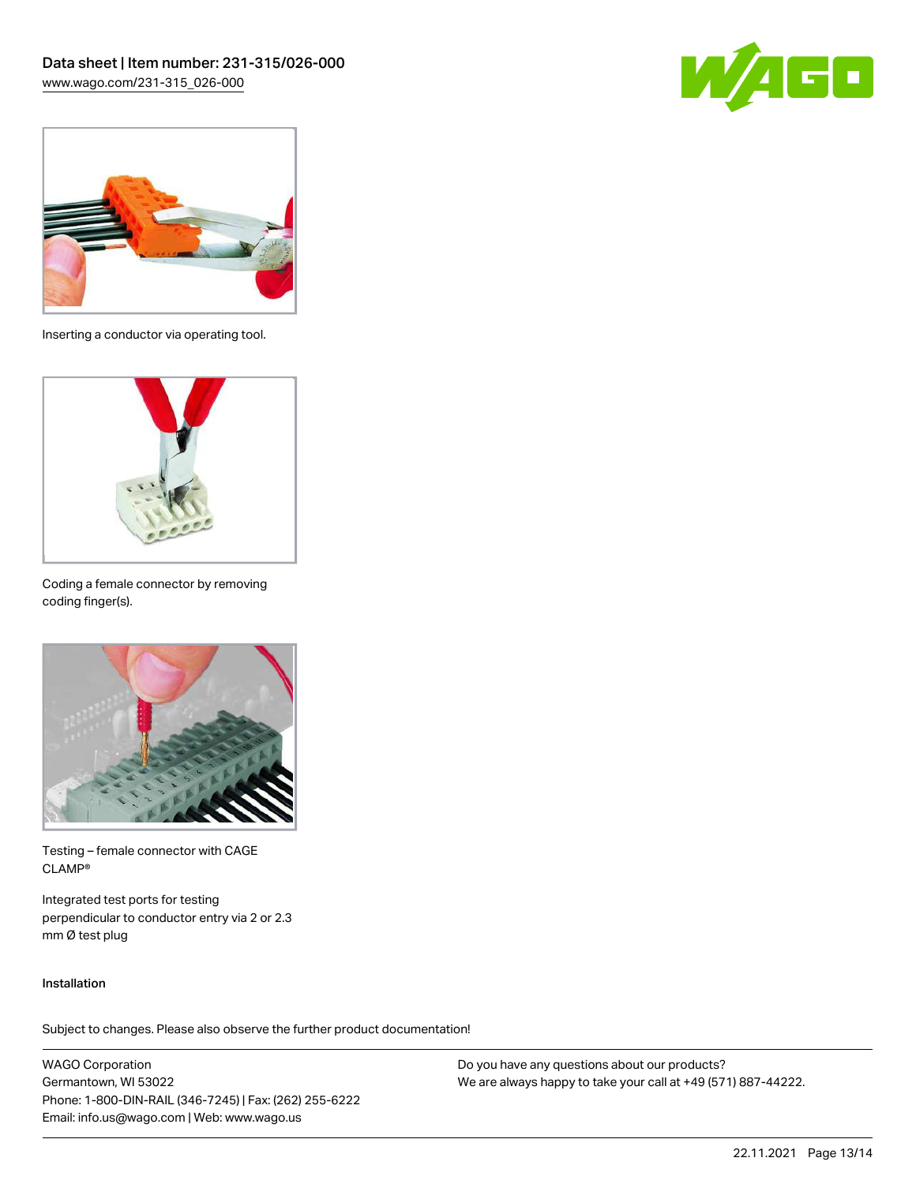Inserting a conductor via operating tool.

Coding a female connector by removing coding finger(s).

Testing – female connector with CAGE CLAMP®

Integrated test ports for testing perpendicular to conductor entry via 2 or 2.3 mm Ø test plug

Installation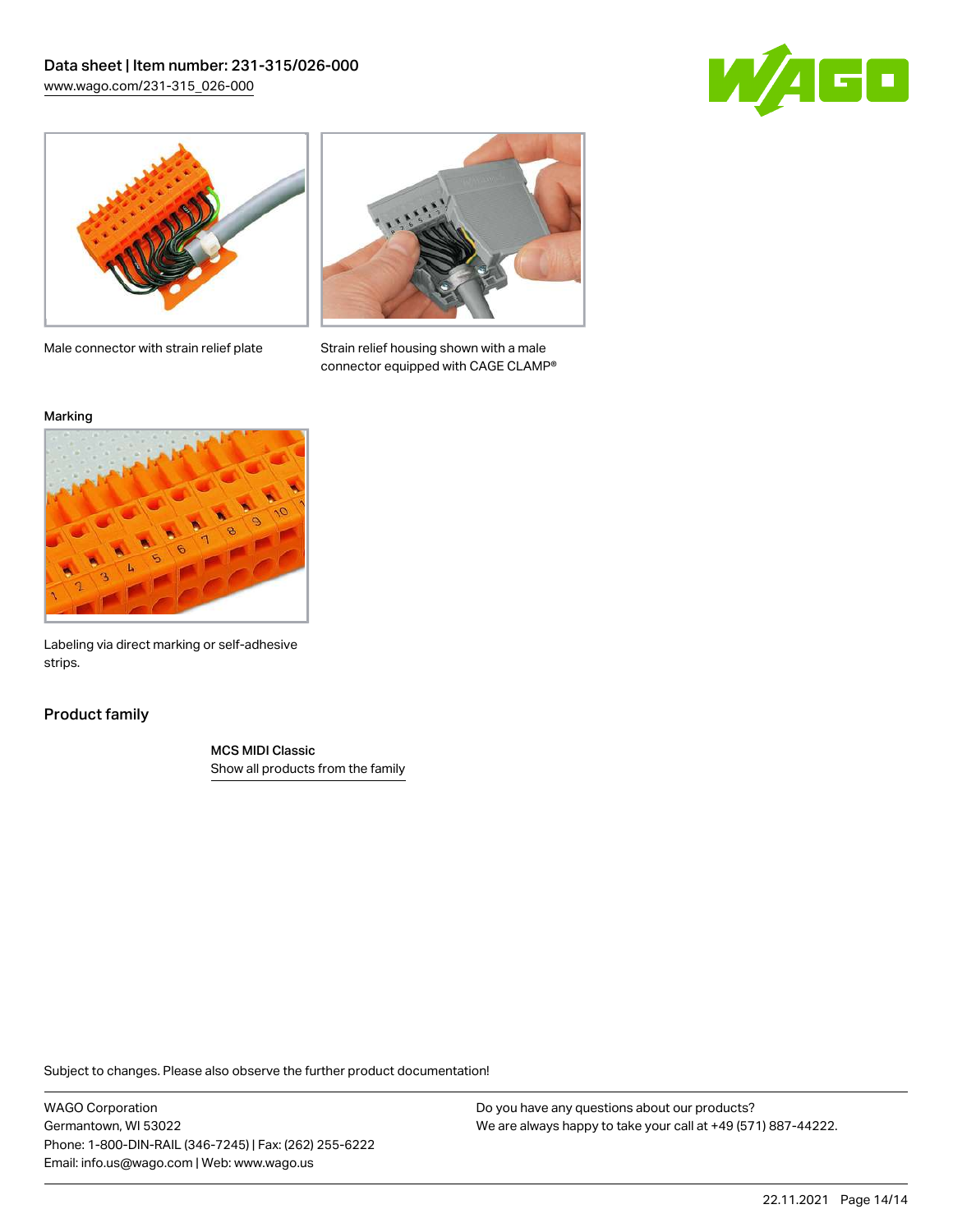Male connector with strain relief plate

Strain relief housing shown with a male connector equipped with CAGE CLAMP®

Marking

Labeling via direct marking or self-adhesive strips.

## Product family

MCS MIDI Classic
Show all products from the family

Subject to changes. Please also observe the further product documentation!

WAGO Corporation
Germantown, WI 53022
Phone: 1-800-DIN-RAIL (346-7245) | Fax: (262) 255-6222
Email: info.us@wago.com | Web: www.wago.us

Do you have any questions about our products?
We are always happy to take your call at +49 (571) 887-44222.